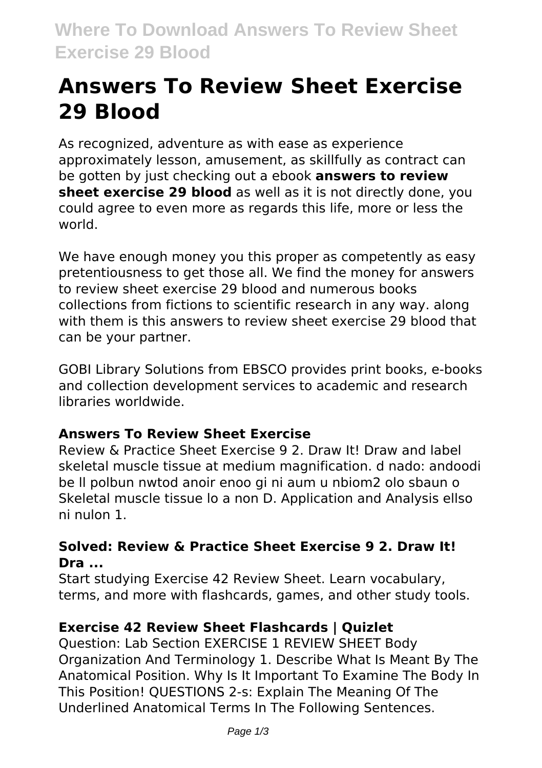# Answers To Review Sheet Exercise 29 Blood

As recognized, adventure as with ease as experience approximately lesson, amusement, as skillfully as contract can be gotten by just checking out a ebook **answers to review sheet exercise 29 blood** as well as it is not directly done, you could agree to even more as regards this life, more or less the world.

We have enough money you this proper as competently as easy pretentiousness to get those all. We find the money for answers to review sheet exercise 29 blood and numerous books collections from fictions to scientific research in any way. along with them is this answers to review sheet exercise 29 blood that can be your partner.

GOBI Library Solutions from EBSCO provides print books, e-books and collection development services to academic and research libraries worldwide.

### Answers To Review Sheet Exercise

Review & Practice Sheet Exercise 9 2. Draw It! Draw and label skeletal muscle tissue at medium magnification. d nado: andoodi be ll polbun nwtod anoir enoo gi ni aum u nbiom2 olo sbaun o Skeletal muscle tissue lo a non D. Application and Analysis ellso ni nulon 1.

### Solved: Review & Practice Sheet Exercise 9 2. Draw It! Dra ...

Start studying Exercise 42 Review Sheet. Learn vocabulary, terms, and more with flashcards, games, and other study tools.

### Exercise 42 Review Sheet Flashcards | Quizlet

Question: Lab Section EXERCISE 1 REVIEW SHEET Body Organization And Terminology 1. Describe What Is Meant By The Anatomical Position. Why Is It Important To Examine The Body In This Position! QUESTIONS 2-s: Explain The Meaning Of The Underlined Anatomical Terms In The Following Sentences.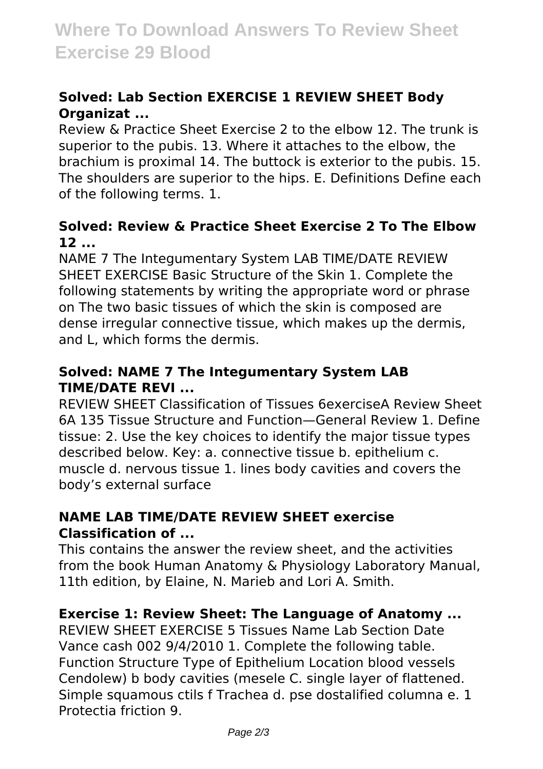### Solved: Lab Section EXERCISE 1 REVIEW SHEET Body Organizat ...

Review & Practice Sheet Exercise 2 to the elbow 12. The trunk is superior to the pubis. 13. Where it attaches to the elbow, the brachium is proximal 14. The buttock is exterior to the pubis. 15. The shoulders are superior to the hips. E. Definitions Define each of the following terms. 1.

### Solved: Review & Practice Sheet Exercise 2 To The Elbow 12 ...

NAME 7 The Integumentary System LAB TIME/DATE REVIEW SHEET EXERCISE Basic Structure of the Skin 1. Complete the following statements by writing the appropriate word or phrase on The two basic tissues of which the skin is composed are dense irregular connective tissue, which makes up the dermis, and L, which forms the dermis.

### Solved: NAME 7 The Integumentary System LAB TIME/DATE REVI ...

REVIEW SHEET Classification of Tissues 6exerciseA Review Sheet 6A 135 Tissue Structure and Function—General Review 1. Define tissue: 2. Use the key choices to identify the major tissue types described below. Key: a. connective tissue b. epithelium c. muscle d. nervous tissue 1. lines body cavities and covers the body's external surface

### NAME LAB TIME/DATE REVIEW SHEET exercise Classification of ...

This contains the answer the review sheet, and the activities from the book Human Anatomy & Physiology Laboratory Manual, 11th edition, by Elaine, N. Marieb and Lori A. Smith.

### Exercise 1: Review Sheet: The Language of Anatomy ...

REVIEW SHEET EXERCISE 5 Tissues Name Lab Section Date Vance cash 002 9/4/2010 1. Complete the following table. Function Structure Type of Epithelium Location blood vessels Cendolew) b body cavities (mesele C. single layer of flattened. Simple squamous ctils f Trachea d. pse dostalified columna e. 1 Protectia friction 9.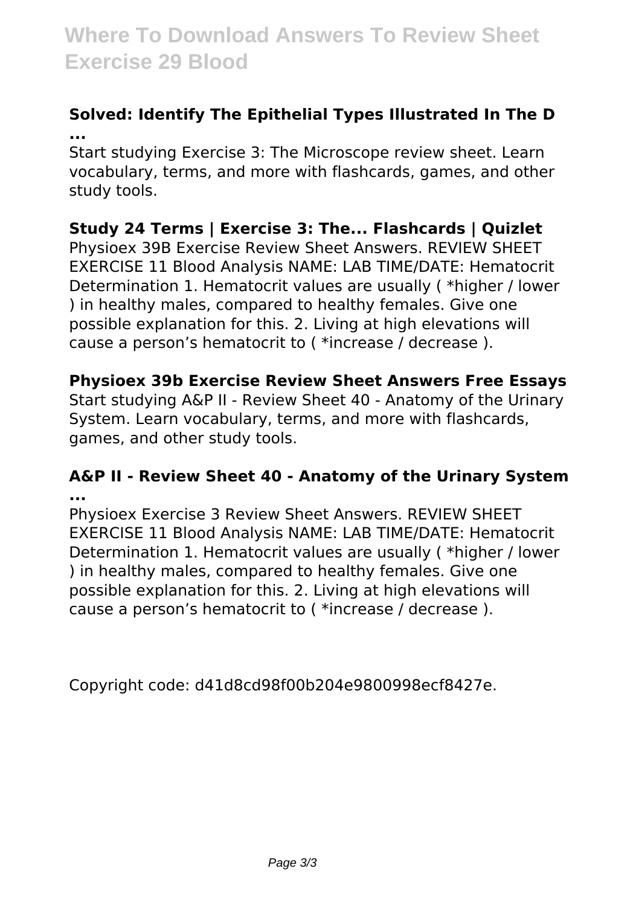### Solved: Identify The Epithelial Types Illustrated In The D ...

Start studying Exercise 3: The Microscope review sheet. Learn vocabulary, terms, and more with flashcards, games, and other study tools.

### Study 24 Terms | Exercise 3: The... Flashcards | Quizlet

Physioex 39B Exercise Review Sheet Answers. REVIEW SHEET EXERCISE 11 Blood Analysis NAME: LAB TIME/DATE: Hematocrit Determination 1. Hematocrit values are usually ( *higher / lower ) in healthy males, compared to healthy females. Give one possible explanation for this. 2. Living at high elevations will cause a person's hematocrit to ( *increase / decrease ).

### Physioex 39b Exercise Review Sheet Answers Free Essays

Start studying A&P II - Review Sheet 40 - Anatomy of the Urinary System. Learn vocabulary, terms, and more with flashcards, games, and other study tools.

### A&P II - Review Sheet 40 - Anatomy of the Urinary System ...

Physioex Exercise 3 Review Sheet Answers. REVIEW SHEET EXERCISE 11 Blood Analysis NAME: LAB TIME/DATE: Hematocrit Determination 1. Hematocrit values are usually ( *higher / lower ) in healthy males, compared to healthy females. Give one possible explanation for this. 2. Living at high elevations will cause a person's hematocrit to ( *increase / decrease ).

Copyright code: d41d8cd98f00b204e9800998ecf8427e.